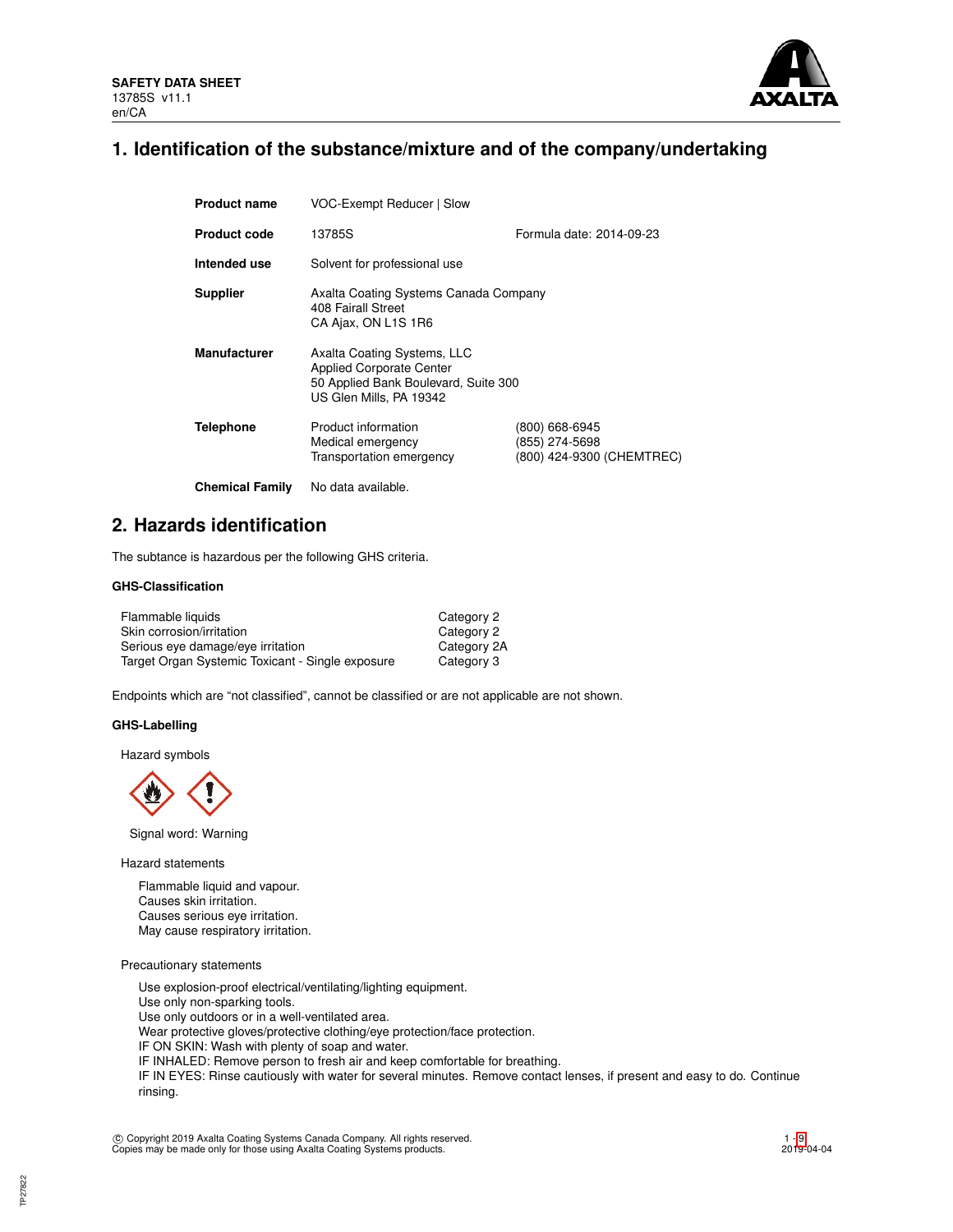**SAFETY DATA SHEET**
13785S v11.1
en/CA

# 1. Identification of the substance/mixture and of the company/undertaking

| | | |
|---|---|---|
| **Product name** | VOC-Exempt Reducer \| Slow | |
| **Product code** | 13785S | Formula date: 2014-09-23 |
| **Intended use** | Solvent for professional use | |
| **Supplier** | Axalta Coating Systems Canada Company<br>408 Fairall Street<br>CA Ajax, ON L1S 1R6 | |
| **Manufacturer** | Axalta Coating Systems, LLC<br>Applied Corporate Center<br>50 Applied Bank Boulevard, Suite 300<br>US Glen Mills, PA 19342 | |
| **Telephone** | Product information<br>Medical emergency<br>Transportation emergency | (800) 668-6945<br>(855) 274-5698<br>(800) 424-9300 (CHEMTREC) |
| **Chemical Family** | No data available. | |

# 2. Hazards identification

The subtance is hazardous per the following GHS criteria.

### GHS-Classification

| | |
|---|---|
| Flammable liquids | Category 2 |
| Skin corrosion/irritation | Category 2 |
| Serious eye damage/eye irritation | Category 2A |
| Target Organ Systemic Toxicant - Single exposure | Category 3 |

Endpoints which are "not classified", cannot be classified or are not applicable are not shown.

### GHS-Labelling

Hazard symbols

Signal word: Warning

Hazard statements

Flammable liquid and vapour.
Causes skin irritation.
Causes serious eye irritation.
May cause respiratory irritation.

Precautionary statements

Use explosion-proof electrical/ventilating/lighting equipment.
Use only non-sparking tools.
Use only outdoors or in a well-ventilated area.
Wear protective gloves/protective clothing/eye protection/face protection.
IF ON SKIN: Wash with plenty of soap and water.
IF INHALED: Remove person to fresh air and keep comfortable for breathing.
IF IN EYES: Rinse cautiously with water for several minutes. Remove contact lenses, if present and easy to do. Continue rinsing.

© Copyright 2019 Axalta Coating Systems Canada Company. All rights reserved.
Copies may be made only for those using Axalta Coating Systems products.

2019-04-04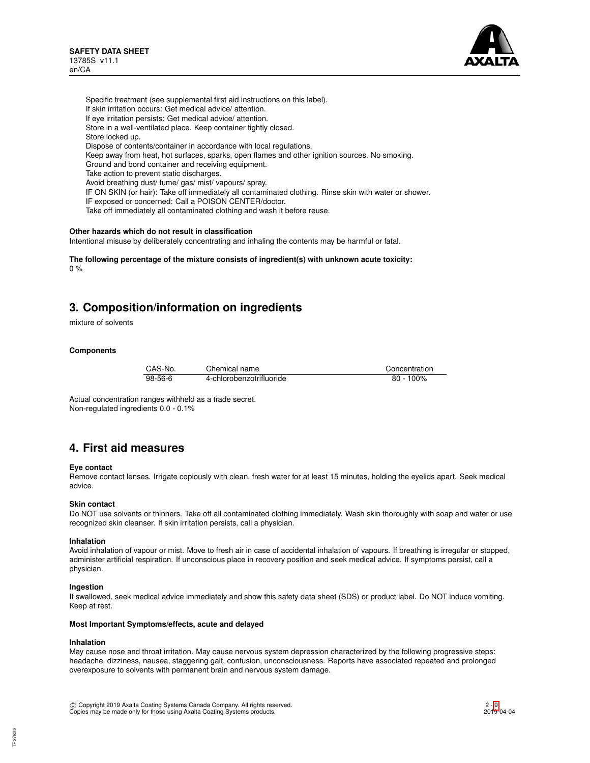Specific treatment (see supplemental first aid instructions on this label).
If skin irritation occurs: Get medical advice/ attention.
If eye irritation persists: Get medical advice/ attention.
Store in a well-ventilated place. Keep container tightly closed.
Store locked up.
Dispose of contents/container in accordance with local regulations.
Keep away from heat, hot surfaces, sparks, open flames and other ignition sources. No smoking.
Ground and bond container and receiving equipment.
Take action to prevent static discharges.
Avoid breathing dust/ fume/ gas/ mist/ vapours/ spray.
IF ON SKIN (or hair): Take off immediately all contaminated clothing. Rinse skin with water or shower.
IF exposed or concerned: Call a POISON CENTER/doctor.
Take off immediately all contaminated clothing and wash it before reuse.

**Other hazards which do not result in classification**

Intentional misuse by deliberately concentrating and inhaling the contents may be harmful or fatal.

**The following percentage of the mixture consists of ingredient(s) with unknown acute toxicity:**

0 %

## 3. Composition/information on ingredients

mixture of solvents

**Components**

| CAS-No. | Chemical name | Concentration |
|---|---|---|
| 98-56-6 | 4-chlorobenzotrifluoride | 80 - 100% |

Actual concentration ranges withheld as a trade secret.
Non-regulated ingredients 0.0 - 0.1%

## 4. First aid measures

**Eye contact**

Remove contact lenses. Irrigate copiously with clean, fresh water for at least 15 minutes, holding the eyelids apart. Seek medical advice.

**Skin contact**

Do NOT use solvents or thinners. Take off all contaminated clothing immediately. Wash skin thoroughly with soap and water or use recognized skin cleanser. If skin irritation persists, call a physician.

**Inhalation**

Avoid inhalation of vapour or mist. Move to fresh air in case of accidental inhalation of vapours. If breathing is irregular or stopped, administer artificial respiration. If unconscious place in recovery position and seek medical advice. If symptoms persist, call a physician.

**Ingestion**

If swallowed, seek medical advice immediately and show this safety data sheet (SDS) or product label. Do NOT induce vomiting. Keep at rest.

**Most Important Symptoms/effects, acute and delayed**

**Inhalation**

May cause nose and throat irritation. May cause nervous system depression characterized by the following progressive steps: headache, dizziness, nausea, staggering gait, confusion, unconsciousness. Reports have associated repeated and prolonged overexposure to solvents with permanent brain and nervous system damage.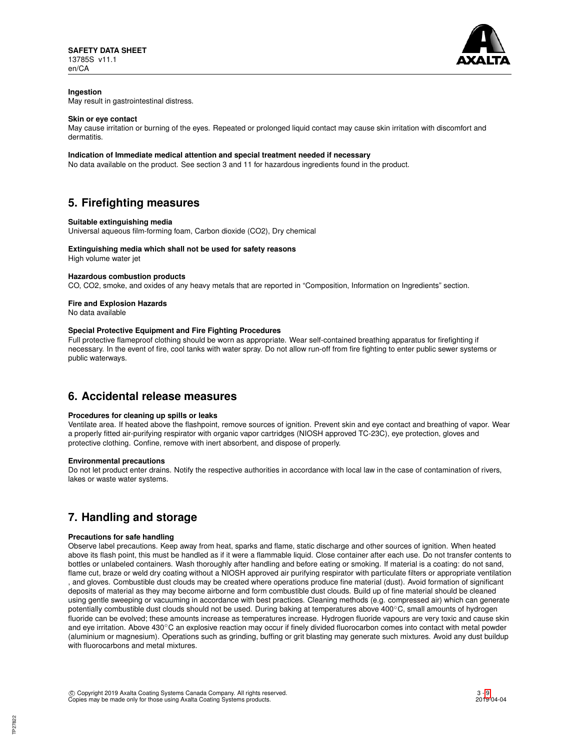**Ingestion**
May result in gastrointestinal distress.

**Skin or eye contact**
May cause irritation or burning of the eyes. Repeated or prolonged liquid contact may cause skin irritation with discomfort and dermatitis.

**Indication of Immediate medical attention and special treatment needed if necessary**
No data available on the product. See section 3 and 11 for hazardous ingredients found in the product.

## 5. Firefighting measures

**Suitable extinguishing media**
Universal aqueous film-forming foam, Carbon dioxide ($CO_2$), Dry chemical

**Extinguishing media which shall not be used for safety reasons**
High volume water jet

**Hazardous combustion products**
CO, $CO_2$, smoke, and oxides of any heavy metals that are reported in "Composition, Information on Ingredients" section.

**Fire and Explosion Hazards**
No data available

**Special Protective Equipment and Fire Fighting Procedures**
Full protective flameproof clothing should be worn as appropriate. Wear self-contained breathing apparatus for firefighting if necessary. In the event of fire, cool tanks with water spray. Do not allow run-off from fire fighting to enter public sewer systems or public waterways.

## 6. Accidental release measures

**Procedures for cleaning up spills or leaks**
Ventilate area. If heated above the flashpoint, remove sources of ignition. Prevent skin and eye contact and breathing of vapor. Wear a properly fitted air-purifying respirator with organic vapor cartridges (NIOSH approved TC-23C), eye protection, gloves and protective clothing. Confine, remove with inert absorbent, and dispose of properly.

**Environmental precautions**
Do not let product enter drains. Notify the respective authorities in accordance with local law in the case of contamination of rivers, lakes or waste water systems.

## 7. Handling and storage

**Precautions for safe handling**
Observe label precautions. Keep away from heat, sparks and flame, static discharge and other sources of ignition. When heated above its flash point, this must be handled as if it were a flammable liquid. Close container after each use. Do not transfer contents to bottles or unlabeled containers. Wash thoroughly after handling and before eating or smoking. If material is a coating: do not sand, flame cut, braze or weld dry coating without a NIOSH approved air purifying respirator with particulate filters or appropriate ventilation , and gloves. Combustible dust clouds may be created where operations produce fine material (dust). Avoid formation of significant deposits of material as they may become airborne and form combustible dust clouds. Build up of fine material should be cleaned using gentle sweeping or vacuuming in accordance with best practices. Cleaning methods (e.g. compressed air) which can generate potentially combustible dust clouds should not be used. During baking at temperatures above 400°C, small amounts of hydrogen fluoride can be evolved; these amounts increase as temperatures increase. Hydrogen fluoride vapours are very toxic and cause skin and eye irritation. Above 430°C an explosive reaction may occur if finely divided fluorocarbon comes into contact with metal powder (aluminium or magnesium). Operations such as grinding, buffing or grit blasting may generate such mixtures. Avoid any dust buildup with fluorocarbons and metal mixtures.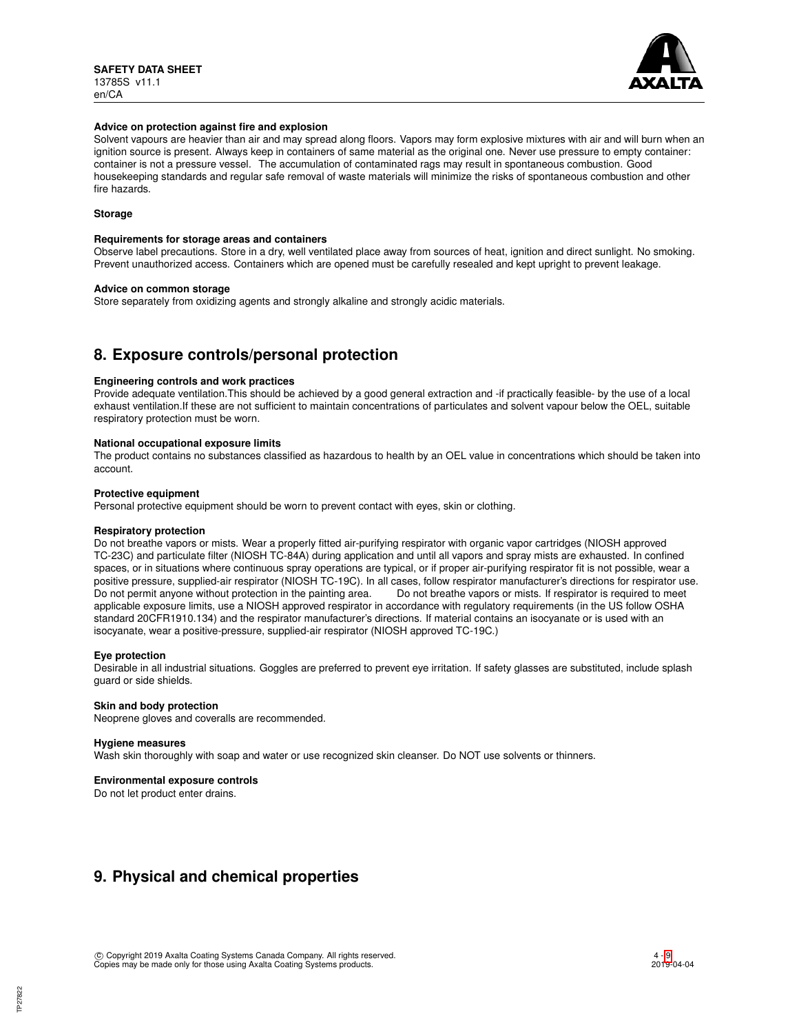**Advice on protection against fire and explosion**

Solvent vapours are heavier than air and may spread along floors. Vapors may form explosive mixtures with air and will burn when an ignition source is present. Always keep in containers of same material as the original one. Never use pressure to empty container: container is not a pressure vessel. The accumulation of contaminated rags may result in spontaneous combustion. Good housekeeping standards and regular safe removal of waste materials will minimize the risks of spontaneous combustion and other fire hazards.

**Storage**

**Requirements for storage areas and containers**

Observe label precautions. Store in a dry, well ventilated place away from sources of heat, ignition and direct sunlight. No smoking. Prevent unauthorized access. Containers which are opened must be carefully resealed and kept upright to prevent leakage.

**Advice on common storage**

Store separately from oxidizing agents and strongly alkaline and strongly acidic materials.

## 8. Exposure controls/personal protection

**Engineering controls and work practices**

Provide adequate ventilation.This should be achieved by a good general extraction and -if practically feasible- by the use of a local exhaust ventilation.If these are not sufficient to maintain concentrations of particulates and solvent vapour below the OEL, suitable respiratory protection must be worn.

**National occupational exposure limits**

The product contains no substances classified as hazardous to health by an OEL value in concentrations which should be taken into account.

**Protective equipment**

Personal protective equipment should be worn to prevent contact with eyes, skin or clothing.

**Respiratory protection**

Do not breathe vapors or mists. Wear a properly fitted air-purifying respirator with organic vapor cartridges (NIOSH approved TC-23C) and particulate filter (NIOSH TC-84A) during application and until all vapors and spray mists are exhausted. In confined spaces, or in situations where continuous spray operations are typical, or if proper air-purifying respirator fit is not possible, wear a positive pressure, supplied-air respirator (NIOSH TC-19C). In all cases, follow respirator manufacturer's directions for respirator use. Do not permit anyone without protection in the painting area. Do not breathe vapors or mists. If respirator is required to meet applicable exposure limits, use a NIOSH approved respirator in accordance with regulatory requirements (in the US follow OSHA standard 20CFR1910.134) and the respirator manufacturer's directions. If material contains an isocyanate or is used with an isocyanate, wear a positive-pressure, supplied-air respirator (NIOSH approved TC-19C.)

**Eye protection**

Desirable in all industrial situations. Goggles are preferred to prevent eye irritation. If safety glasses are substituted, include splash guard or side shields.

**Skin and body protection**

Neoprene gloves and coveralls are recommended.

**Hygiene measures**

Wash skin thoroughly with soap and water or use recognized skin cleanser. Do NOT use solvents or thinners.

**Environmental exposure controls**

Do not let product enter drains.

## 9. Physical and chemical properties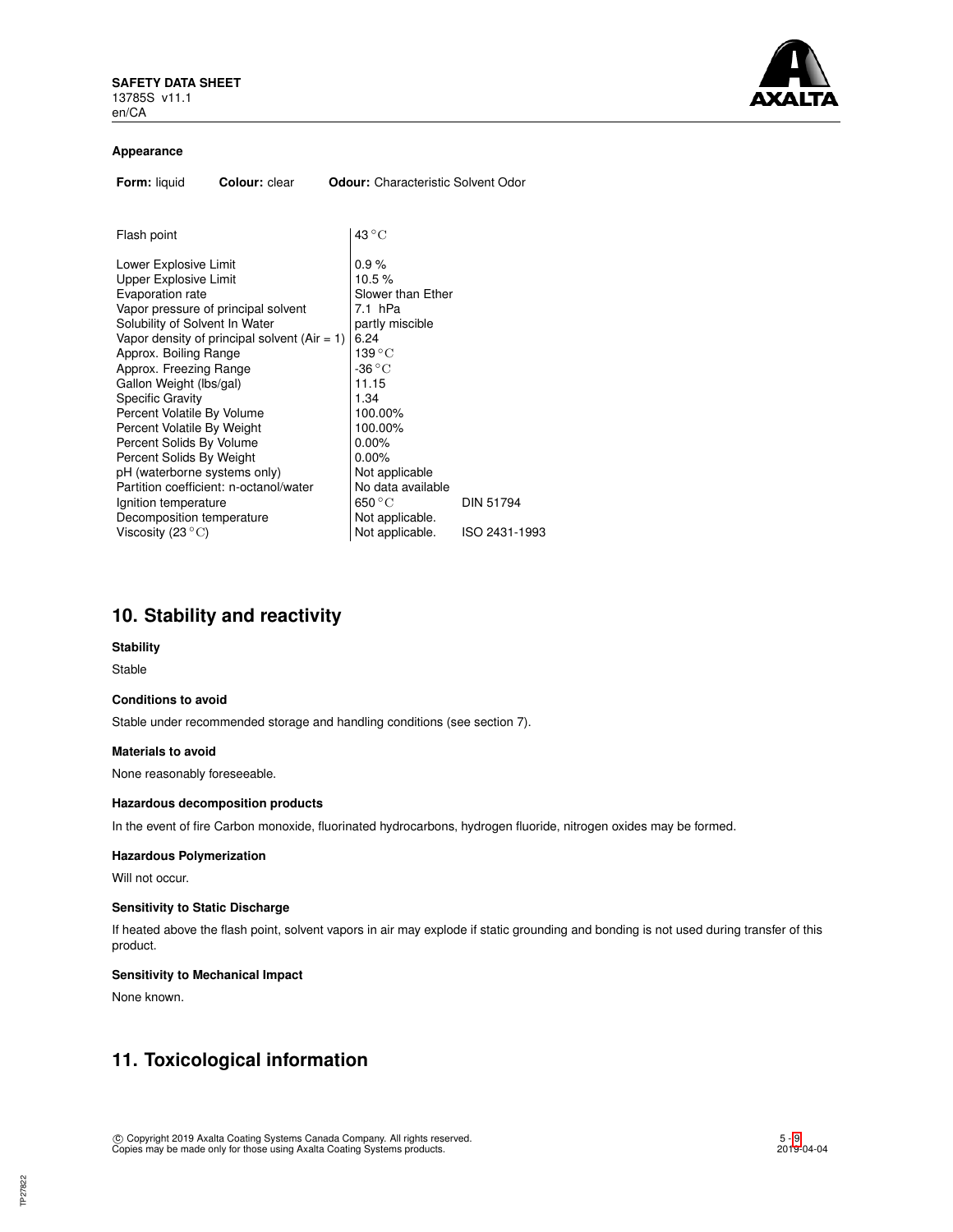### Appearance

**Form:** liquid **Colour:** clear **Odour:** Characteristic Solvent Odor

| Property | Value | Method |
|---|---|---|
| Flash point | 43 °C | |
| Lower Explosive Limit | 0.9 % | |
| Upper Explosive Limit | 10.5 % | |
| Evaporation rate | Slower than Ether | |
| Vapor pressure of principal solvent | 7.1 hPa | |
| Solubility of Solvent In Water | partly miscible | |
| Vapor density of principal solvent (Air = 1) | 6.24 | |
| Approx. Boiling Range | 139 °C | |
| Approx. Freezing Range | -36 °C | |
| Gallon Weight (lbs/gal) | 11.15 | |
| Specific Gravity | 1.34 | |
| Percent Volatile By Volume | 100.00% | |
| Percent Volatile By Weight | 100.00% | |
| Percent Solids By Volume | 0.00% | |
| Percent Solids By Weight | 0.00% | |
| pH (waterborne systems only) | Not applicable | |
| Partition coefficient: n-octanol/water | No data available | |
| Ignition temperature | 650 °C | DIN 51794 |
| Decomposition temperature | Not applicable. | |
| Viscosity (23 °C) | Not applicable. | ISO 2431-1993 |

## 10. Stability and reactivity

**Stability**

Stable

**Conditions to avoid**

Stable under recommended storage and handling conditions (see section 7).

**Materials to avoid**

None reasonably foreseeable.

**Hazardous decomposition products**

In the event of fire Carbon monoxide, fluorinated hydrocarbons, hydrogen fluoride, nitrogen oxides may be formed.

**Hazardous Polymerization**

Will not occur.

**Sensitivity to Static Discharge**

If heated above the flash point, solvent vapors in air may explode if static grounding and bonding is not used during transfer of this product.

**Sensitivity to Mechanical Impact**

None known.

## 11. Toxicological information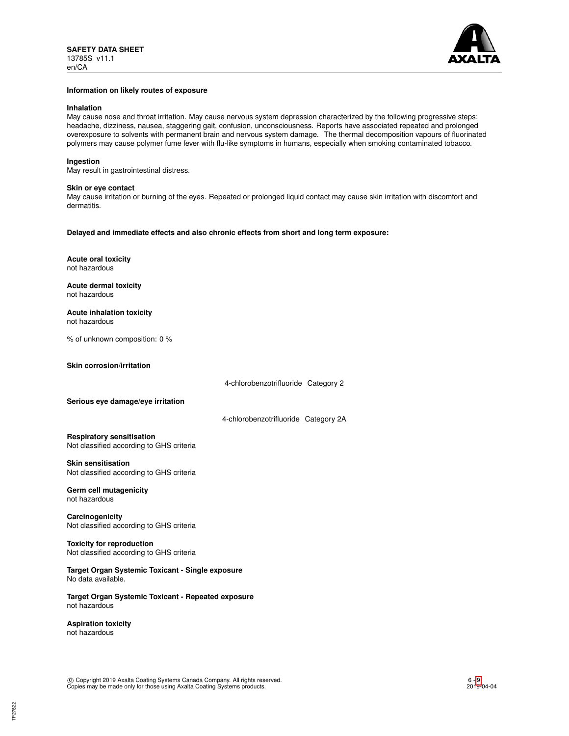**Information on likely routes of exposure**

**Inhalation**

May cause nose and throat irritation. May cause nervous system depression characterized by the following progressive steps: headache, dizziness, nausea, staggering gait, confusion, unconsciousness. Reports have associated repeated and prolonged overexposure to solvents with permanent brain and nervous system damage. The thermal decomposition vapours of fluorinated polymers may cause polymer fume fever with flu-like symptoms in humans, especially when smoking contaminated tobacco.

**Ingestion**

May result in gastrointestinal distress.

**Skin or eye contact**

May cause irritation or burning of the eyes. Repeated or prolonged liquid contact may cause skin irritation with discomfort and dermatitis.

**Delayed and immediate effects and also chronic effects from short and long term exposure:**

**Acute oral toxicity**

not hazardous

**Acute dermal toxicity**

not hazardous

**Acute inhalation toxicity**

not hazardous

% of unknown composition: 0 %

**Skin corrosion/irritation**

4-chlorobenzotrifluoride Category 2

**Serious eye damage/eye irritation**

4-chlorobenzotrifluoride Category 2A

**Respiratory sensitisation**

Not classified according to GHS criteria

**Skin sensitisation**

Not classified according to GHS criteria

**Germ cell mutagenicity**

not hazardous

**Carcinogenicity**

Not classified according to GHS criteria

**Toxicity for reproduction**

Not classified according to GHS criteria

**Target Organ Systemic Toxicant - Single exposure**

No data available.

**Target Organ Systemic Toxicant - Repeated exposure**

not hazardous

**Aspiration toxicity**

not hazardous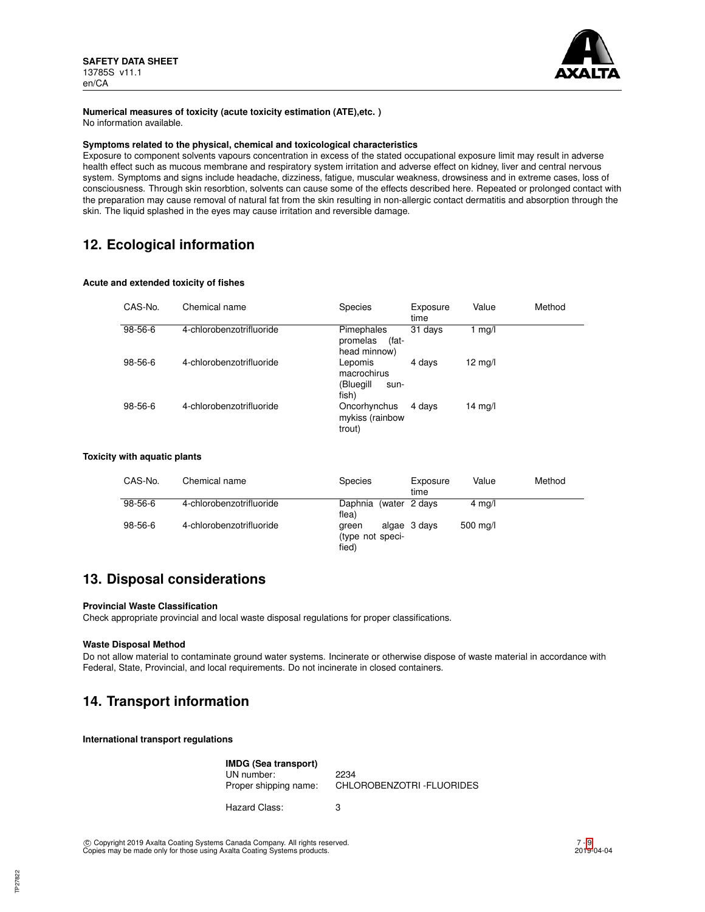**Numerical measures of toxicity (acute toxicity estimation (ATE),etc. )**
No information available.

**Symptoms related to the physical, chemical and toxicological characteristics**
Exposure to component solvents vapours concentration in excess of the stated occupational exposure limit may result in adverse health effect such as mucous membrane and respiratory system irritation and adverse effect on kidney, liver and central nervous system. Symptoms and signs include headache, dizziness, fatigue, muscular weakness, drowsiness and in extreme cases, loss of consciousness. Through skin resorbtion, solvents can cause some of the effects described here. Repeated or prolonged contact with the preparation may cause removal of natural fat from the skin resulting in non-allergic contact dermatitis and absorption through the skin. The liquid splashed in the eyes may cause irritation and reversible damage.

## 12. Ecological information

**Acute and extended toxicity of fishes**

| CAS-No. | Chemical name | Species | Exposure time | Value | Method |
|---|---|---|---|---|---|
| 98-56-6 | 4-chlorobenzotrifluoride | Pimephales promelas (fathead minnow) | 31 days | 1 mg/l | |
| 98-56-6 | 4-chlorobenzotrifluoride | Lepomis macrochirus (Bluegill sunfish) | 4 days | 12 mg/l | |
| 98-56-6 | 4-chlorobenzotrifluoride | Oncorhynchus mykiss (rainbow trout) | 4 days | 14 mg/l | |

**Toxicity with aquatic plants**

| CAS-No. | Chemical name | Species | Exposure time | Value | Method |
|---|---|---|---|---|---|
| 98-56-6 | 4-chlorobenzotrifluoride | Daphnia (water flea) | 2 days | 4 mg/l | |
| 98-56-6 | 4-chlorobenzotrifluoride | green algae (type not specified) | 3 days | 500 mg/l | |

## 13. Disposal considerations

**Provincial Waste Classification**
Check appropriate provincial and local waste disposal regulations for proper classifications.

**Waste Disposal Method**
Do not allow material to contaminate ground water systems. Incinerate or otherwise dispose of waste material in accordance with Federal, State, Provincial, and local requirements. Do not incinerate in closed containers.

## 14. Transport information

**International transport regulations**

**IMDG (Sea transport)**

UN number: 2234

Proper shipping name: CHLOROBENZOTRI -FLUORIDES

Hazard Class: 3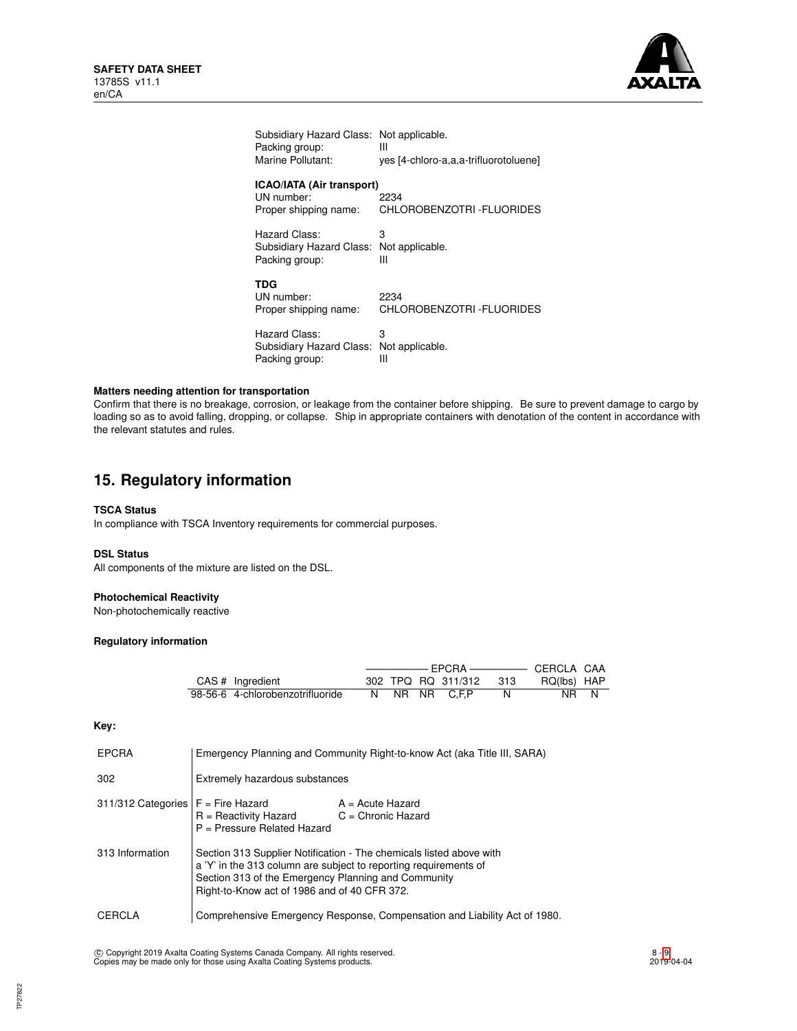| | |
|---|---|
| Subsidiary Hazard Class: | Not applicable. |
| Packing group: | III |
| Marine Pollutant: | yes [4-chloro-a,a,a-trifluorotoluene] |

**ICAO/IATA (Air transport)**

| | |
|---|---|
| UN number: | 2234 |
| Proper shipping name: | CHLOROBENZOTRI -FLUORIDES |
| Hazard Class: | 3 |
| Subsidiary Hazard Class: | Not applicable. |
| Packing group: | III |

**TDG**

| | |
|---|---|
| UN number: | 2234 |
| Proper shipping name: | CHLOROBENZOTRI -FLUORIDES |
| Hazard Class: | 3 |
| Subsidiary Hazard Class: | Not applicable. |
| Packing group: | III |

**Matters needing attention for transportation**

Confirm that there is no breakage, corrosion, or leakage from the container before shipping. Be sure to prevent damage to cargo by loading so as to avoid falling, dropping, or collapse. Ship in appropriate containers with denotation of the content in accordance with the relevant statutes and rules.

## 15. Regulatory information

**TSCA Status**

In compliance with TSCA Inventory requirements for commercial purposes.

**DSL Status**

All components of the mixture are listed on the DSL.

**Photochemical Reactivity**

Non-photochemically reactive

**Regulatory information**

| | | EPCRA | | | | | CERCLA | CAA |
|---|---|---|---|---|---|---|---|---|
| CAS # | Ingredient | 302 | TPQ | RQ | 311/312 | 313 | RQ(lbs) | HAP |
| 98-56-6 | 4-chlorobenzotrifluoride | N | NR | NR | C,F,P | N | NR | N |

**Key:**

| | |
|---|---|
| EPCRA | Emergency Planning and Community Right-to-know Act (aka Title III, SARA) |
| 302 | Extremely hazardous substances |
| 311/312 Categories | F = Fire Hazard; A = Acute Hazard; R = Reactivity Hazard; C = Chronic Hazard; P = Pressure Related Hazard |
| 313 Information | Section 313 Supplier Notification - The chemicals listed above with a 'Y' in the 313 column are subject to reporting requirements of Section 313 of the Emergency Planning and Community Right-to-Know act of 1986 and of 40 CFR 372. |
| CERCLA | Comprehensive Emergency Response, Compensation and Liability Act of 1980. |

© Copyright 2019 Axalta Coating Systems Canada Company. All rights reserved.
Copies may be made only for those using Axalta Coating Systems products.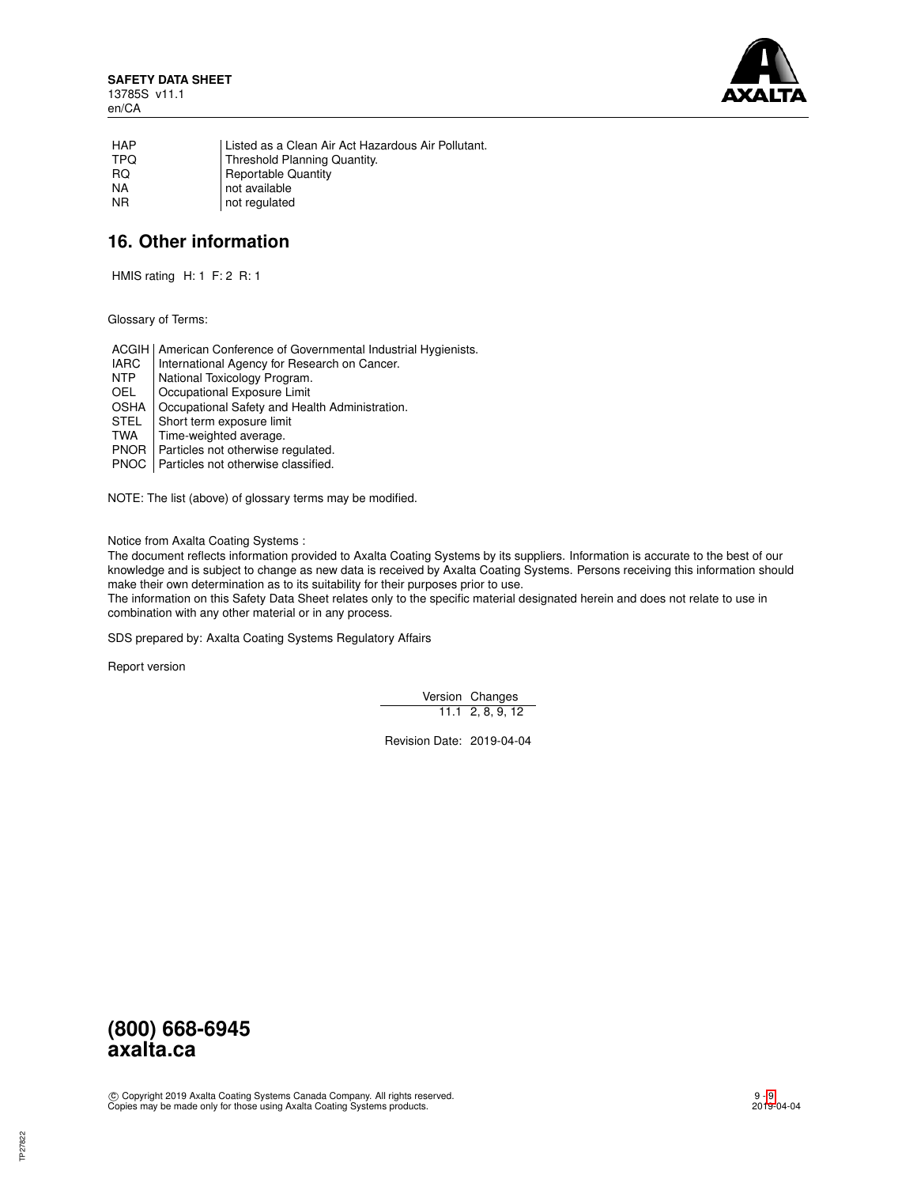| | |
|---|---|
| HAP | Listed as a Clean Air Act Hazardous Air Pollutant. |
| TPQ | Threshold Planning Quantity. |
| RQ | Reportable Quantity |
| NA | not available |
| NR | not regulated |

## 16. Other information

HMIS rating H: 1 F: 2 R: 1

Glossary of Terms:

| | |
|---|---|
| ACGIH | American Conference of Governmental Industrial Hygienists. |
| IARC | International Agency for Research on Cancer. |
| NTP | National Toxicology Program. |
| OEL | Occupational Exposure Limit |
| OSHA | Occupational Safety and Health Administration. |
| STEL | Short term exposure limit |
| TWA | Time-weighted average. |
| PNOR | Particles not otherwise regulated. |
| PNOC | Particles not otherwise classified. |

NOTE: The list (above) of glossary terms may be modified.

Notice from Axalta Coating Systems :
The document reflects information provided to Axalta Coating Systems by its suppliers. Information is accurate to the best of our knowledge and is subject to change as new data is received by Axalta Coating Systems. Persons receiving this information should make their own determination as to its suitability for their purposes prior to use.
The information on this Safety Data Sheet relates only to the specific material designated herein and does not relate to use in combination with any other material or in any process.

SDS prepared by: Axalta Coating Systems Regulatory Affairs

Report version

| Version | Changes |
|---|---|
| 11.1 | 2, 8, 9, 12 |

Revision Date: 2019-04-04

**(800) 668-6945**
**axalta.ca**

© Copyright 2019 Axalta Coating Systems Canada Company. All rights reserved.
Copies may be made only for those using Axalta Coating Systems products.